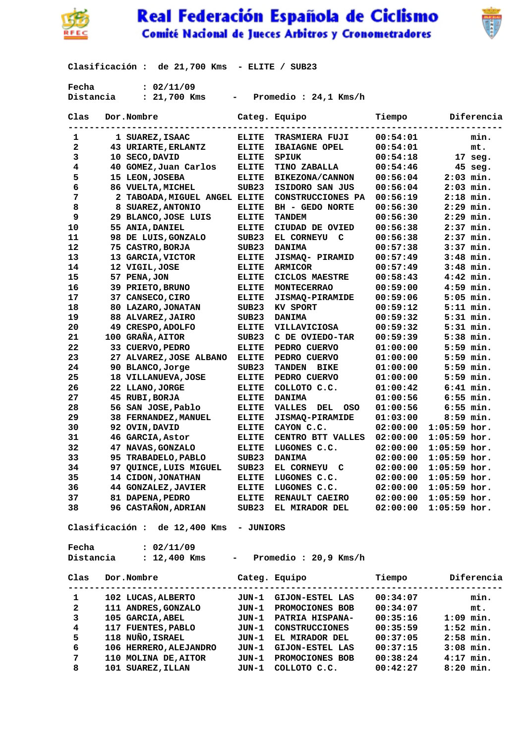# Real Federación Española de Ciclismo

## Comité Nacional de Jueces Arbitros y Cronometradores

**Clasificación : de 21,700 Kms - ELITE / SUB23**

Fecha : 02/11/09
Distancia : 21,700 Kms - Promedio : 24,1 Kms/h

| Clas | Dor. | Nombre | Categ. | Equipo | Tiempo | Diferencia |
|---|---|---|---|---|---|---|
| 1 | 1 | SUAREZ,ISAAC | ELITE | TRASMIERA FUJI | 00:54:01 | min. |
| 2 | 43 | URIARTE,ERLANTZ | ELITE | IBAIAGNE OPEL | 00:54:01 | mt. |
| 3 | 10 | SECO,DAVID | ELITE | SPIUK | 00:54:18 | 17 seg. |
| 4 | 40 | GOMEZ,Juan Carlos | ELITE | TINO ZABALLA | 00:54:46 | 45 seg. |
| 5 | 15 | LEON,JOSEBA | ELITE | BIKEZONA/CANNON | 00:56:04 | 2:03 min. |
| 6 | 86 | VUELTA,MICHEL | SUB23 | ISIDORO SAN JUS | 00:56:04 | 2:03 min. |
| 7 | 2 | TABOADA,MIGUEL ANGEL | ELITE | CONSTRUCCIONES PA | 00:56:19 | 2:18 min. |
| 8 | 8 | SUAREZ,ANTONIO | ELITE | BH - GEDO NORTE | 00:56:30 | 2:29 min. |
| 9 | 29 | BLANCO,JOSE LUIS | ELITE | TANDEM | 00:56:30 | 2:29 min. |
| 10 | 55 | ANIA,DANIEL | ELITE | CIUDAD DE OVIED | 00:56:38 | 2:37 min. |
| 11 | 98 | DE LUIS,GONZALO | SUB23 | EL CORNEYU C | 00:56:38 | 2:37 min. |
| 12 | 75 | CASTRO,BORJA | SUB23 | DANIMA | 00:57:38 | 3:37 min. |
| 13 | 13 | GARCIA,VICTOR | ELITE | JISMAQ- PIRAMID | 00:57:49 | 3:48 min. |
| 14 | 12 | VIGIL,JOSE | ELITE | ARMICOR | 00:57:49 | 3:48 min. |
| 15 | 57 | PENA,JON | ELITE | CICLOS MAESTRE | 00:58:43 | 4:42 min. |
| 16 | 39 | PRIETO,BRUNO | ELITE | MONTECERRAO | 00:59:00 | 4:59 min. |
| 17 | 37 | CANSECO,CIRO | ELITE | JISMAQ-PIRAMIDE | 00:59:06 | 5:05 min. |
| 18 | 80 | LAZARO,JONATAN | SUB23 | KV SPORT | 00:59:12 | 5:11 min. |
| 19 | 88 | ALVAREZ,JAIRO | SUB23 | DANIMA | 00:59:32 | 5:31 min. |
| 20 | 49 | CRESPO,ADOLFO | ELITE | VILLAVICIOSA | 00:59:32 | 5:31 min. |
| 21 | 100 | GRAÑA,AITOR | SUB23 | C DE OVIEDO-TAR | 00:59:39 | 5:38 min. |
| 22 | 33 | CUERVO,PEDRO | ELITE | PEDRO CUERVO | 01:00:00 | 5:59 min. |
| 23 | 27 | ALVAREZ,JOSE ALBANO | ELITE | PEDRO CUERVO | 01:00:00 | 5:59 min. |
| 24 | 90 | BLANCO,Jorge | SUB23 | TANDEN BIKE | 01:00:00 | 5:59 min. |
| 25 | 18 | VILLANUEVA,JOSE | ELITE | PEDRO CUERVO | 01:00:00 | 5:59 min. |
| 26 | 22 | LLANO,JORGE | ELITE | COLLOTO C.C. | 01:00:42 | 6:41 min. |
| 27 | 45 | RUBI,BORJA | ELITE | DANIMA | 01:00:56 | 6:55 min. |
| 28 | 56 | SAN JOSE,Pablo | ELITE | VALLES DEL OSO | 01:00:56 | 6:55 min. |
| 29 | 38 | FERNANDEZ,MANUEL | ELITE | JISMAQ-PIRAMIDE | 01:03:00 | 8:59 min. |
| 30 | 92 | OVIN,DAVID | ELITE | CAYON C.C. | 02:00:00 | 1:05:59 hor. |
| 31 | 46 | GARCIA,Astor | ELITE | CENTRO BTT VALLES | 02:00:00 | 1:05:59 hor. |
| 32 | 47 | NAVAS,GONZALO | ELITE | LUGONES C.C. | 02:00:00 | 1:05:59 hor. |
| 33 | 95 | TRABADELO,PABLO | SUB23 | DANIMA | 02:00:00 | 1:05:59 hor. |
| 34 | 97 | QUINCE,LUIS MIGUEL | SUB23 | EL CORNEYU C | 02:00:00 | 1:05:59 hor. |
| 35 | 14 | CIDON,JONATHAN | ELITE | LUGONES C.C. | 02:00:00 | 1:05:59 hor. |
| 36 | 44 | GONZALEZ,JAVIER | ELITE | LUGONES C.C. | 02:00:00 | 1:05:59 hor. |
| 37 | 81 | DAPENA,PEDRO | ELITE | RENAULT CAEIRO | 02:00:00 | 1:05:59 hor. |
| 38 | 96 | CASTAÑON,ADRIAN | SUB23 | EL MIRADOR DEL | 02:00:00 | 1:05:59 hor. |

**Clasificación : de 12,400 Kms - JUNIORS**

Fecha : 02/11/09
Distancia : 12,400 Kms - Promedio : 20,9 Kms/h

| Clas | Dor. | Nombre | Categ. | Equipo | Tiempo | Diferencia |
|---|---|---|---|---|---|---|
| 1 | 102 | LUCAS,ALBERTO | JUN-1 | GIJON-ESTEL LAS | 00:34:07 | min. |
| 2 | 111 | ANDRES,GONZALO | JUN-1 | PROMOCIONES BOB | 00:34:07 | mt. |
| 3 | 105 | GARCIA,ABEL | JUN-1 | PATRIA HISPANA- | 00:35:16 | 1:09 min. |
| 4 | 117 | FUENTES,PABLO | JUN-1 | CONSTRUCCIONES | 00:35:59 | 1:52 min. |
| 5 | 118 | NUÑO,ISRAEL | JUN-1 | EL MIRADOR DEL | 00:37:05 | 2:58 min. |
| 6 | 106 | HERRERO,ALEJANDRO | JUN-1 | GIJON-ESTEL LAS | 00:37:15 | 3:08 min. |
| 7 | 110 | MOLINA DE,AITOR | JUN-1 | PROMOCIONES BOB | 00:38:24 | 4:17 min. |
| 8 | 101 | SUAREZ,ILLAN | JUN-1 | COLLOTO C.C. | 00:42:27 | 8:20 min. |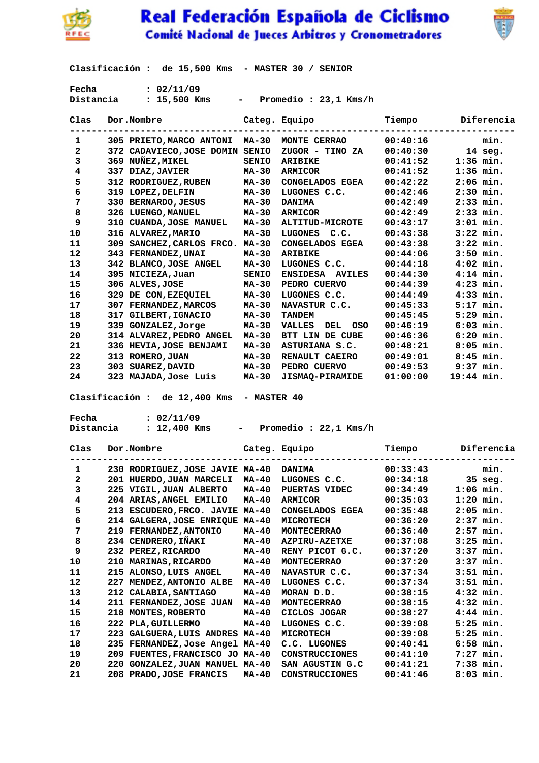# Real Federación Española de Ciclismo

## Comité Nacional de Jueces Arbitros y Cronometradores

**Clasificación : de 15,500 Kms - MASTER 30 / SENIOR**

Fecha : 02/11/09
Distancia : 15,500 Kms - Promedio : 23,1 Kms/h

| Clas | Dor. | Nombre | Categ. | Equipo | Tiempo | Diferencia |
|---|---|---|---|---|---|---|
| 1 | 305 | PRIETO,MARCO ANTONI | MA-30 | MONTE CERRAO | 00:40:16 | min. |
| 2 | 372 | CADAVIECO,JOSE DOMIN | SENIO | ZUGOR - TINO ZA | 00:40:30 | 14 seg. |
| 3 | 369 | NUÑEZ,MIKEL | SENIO | ARIBIKE | 00:41:52 | 1:36 min. |
| 4 | 337 | DIAZ,JAVIER | MA-30 | ARMICOR | 00:41:52 | 1:36 min. |
| 5 | 312 | RODRIGUEZ,RUBEN | MA-30 | CONGELADOS EGEA | 00:42:22 | 2:06 min. |
| 6 | 319 | LOPEZ,DELFIN | MA-30 | LUGONES C.C. | 00:42:46 | 2:30 min. |
| 7 | 330 | BERNARDO,JESUS | MA-30 | DANIMA | 00:42:49 | 2:33 min. |
| 8 | 326 | LUENGO,MANUEL | MA-30 | ARMICOR | 00:42:49 | 2:33 min. |
| 9 | 310 | CUANDA,JOSE MANUEL | MA-30 | ALTITUD-MICROTE | 00:43:17 | 3:01 min. |
| 10 | 316 | ALVAREZ,MARIO | MA-30 | LUGONES C.C. | 00:43:38 | 3:22 min. |
| 11 | 309 | SANCHEZ,CARLOS FRCO. | MA-30 | CONGELADOS EGEA | 00:43:38 | 3:22 min. |
| 12 | 343 | FERNANDEZ,UNAI | MA-30 | ARIBIKE | 00:44:06 | 3:50 min. |
| 13 | 342 | BLANCO,JOSE ANGEL | MA-30 | LUGONES C.C. | 00:44:18 | 4:02 min. |
| 14 | 395 | NICIEZA,Juan | SENIO | ENSIDESA AVILES | 00:44:30 | 4:14 min. |
| 15 | 306 | ALVES,JOSE | MA-30 | PEDRO CUERVO | 00:44:39 | 4:23 min. |
| 16 | 329 | DE CON,EZEQUIEL | MA-30 | LUGONES C.C. | 00:44:49 | 4:33 min. |
| 17 | 307 | FERNANDEZ,MARCOS | MA-30 | NAVASTUR C.C. | 00:45:33 | 5:17 min. |
| 18 | 317 | GILBERT,IGNACIO | MA-30 | TANDEM | 00:45:45 | 5:29 min. |
| 19 | 339 | GONZALEZ,Jorge | MA-30 | VALLES DEL OSO | 00:46:19 | 6:03 min. |
| 20 | 314 | ALVAREZ,PEDRO ANGEL | MA-30 | BTT LIN DE CUBE | 00:46:36 | 6:20 min. |
| 21 | 336 | HEVIA,JOSE BENJAMI | MA-30 | ASTURIANA S.C. | 00:48:21 | 8:05 min. |
| 22 | 313 | ROMERO,JUAN | MA-30 | RENAULT CAEIRO | 00:49:01 | 8:45 min. |
| 23 | 303 | SUAREZ,DAVID | MA-30 | PEDRO CUERVO | 00:49:53 | 9:37 min. |
| 24 | 323 | MAJADA,Jose Luis | MA-30 | JISMAQ-PIRAMIDE | 01:00:00 | 19:44 min. |

**Clasificación : de 12,400 Kms - MASTER 40**

Fecha : 02/11/09
Distancia : 12,400 Kms - Promedio : 22,1 Kms/h

| Clas | Dor. | Nombre | Categ. | Equipo | Tiempo | Diferencia |
|---|---|---|---|---|---|---|
| 1 | 230 | RODRIGUEZ,JOSE JAVIE | MA-40 | DANIMA | 00:33:43 | min. |
| 2 | 201 | HUERDO,JUAN MARCELI | MA-40 | LUGONES C.C. | 00:34:18 | 35 seg. |
| 3 | 225 | VIGIL,JUAN ALBERTO | MA-40 | PUERTAS VIDEC | 00:34:49 | 1:06 min. |
| 4 | 204 | ARIAS,ANGEL EMILIO | MA-40 | ARMICOR | 00:35:03 | 1:20 min. |
| 5 | 213 | ESCUDERO,FRCO. JAVIE | MA-40 | CONGELADOS EGEA | 00:35:48 | 2:05 min. |
| 6 | 214 | GALGERA,JOSE ENRIQUE | MA-40 | MICROTECH | 00:36:20 | 2:37 min. |
| 7 | 219 | FERNANDEZ,ANTONIO | MA-40 | MONTECERRAO | 00:36:40 | 2:57 min. |
| 8 | 234 | CENDRERO,IÑAKI | MA-40 | AZPIRU-AZETXE | 00:37:08 | 3:25 min. |
| 9 | 232 | PEREZ,RICARDO | MA-40 | RENY PICOT G.C. | 00:37:20 | 3:37 min. |
| 10 | 210 | MARINAS,RICARDO | MA-40 | MONTECERRAO | 00:37:20 | 3:37 min. |
| 11 | 215 | ALONSO,LUIS ANGEL | MA-40 | NAVASTUR C.C. | 00:37:34 | 3:51 min. |
| 12 | 227 | MENDEZ,ANTONIO ALBE | MA-40 | LUGONES C.C. | 00:37:34 | 3:51 min. |
| 13 | 212 | CALABIA,SANTIAGO | MA-40 | MORAN D.D. | 00:38:15 | 4:32 min. |
| 14 | 211 | FERNANDEZ,JOSE JUAN | MA-40 | MONTECERRAO | 00:38:15 | 4:32 min. |
| 15 | 218 | MONTES,ROBERTO | MA-40 | CICLOS JOGAR | 00:38:27 | 4:44 min. |
| 16 | 222 | PLA,GUILLERMO | MA-40 | LUGONES C.C. | 00:39:08 | 5:25 min. |
| 17 | 223 | GALGUERA,LUIS ANDRES | MA-40 | MICROTECH | 00:39:08 | 5:25 min. |
| 18 | 235 | FERNANDEZ,Jose Angel | MA-40 | C.C. LUGONES | 00:40:41 | 6:58 min. |
| 19 | 209 | FUENTES,FRANCISCO JO | MA-40 | CONSTRUCCIONES | 00:41:10 | 7:27 min. |
| 20 | 220 | GONZALEZ,JUAN MANUEL | MA-40 | SAN AGUSTIN G.C | 00:41:21 | 7:38 min. |
| 21 | 208 | PRADO,JOSE FRANCIS | MA-40 | CONSTRUCCIONES | 00:41:46 | 8:03 min. |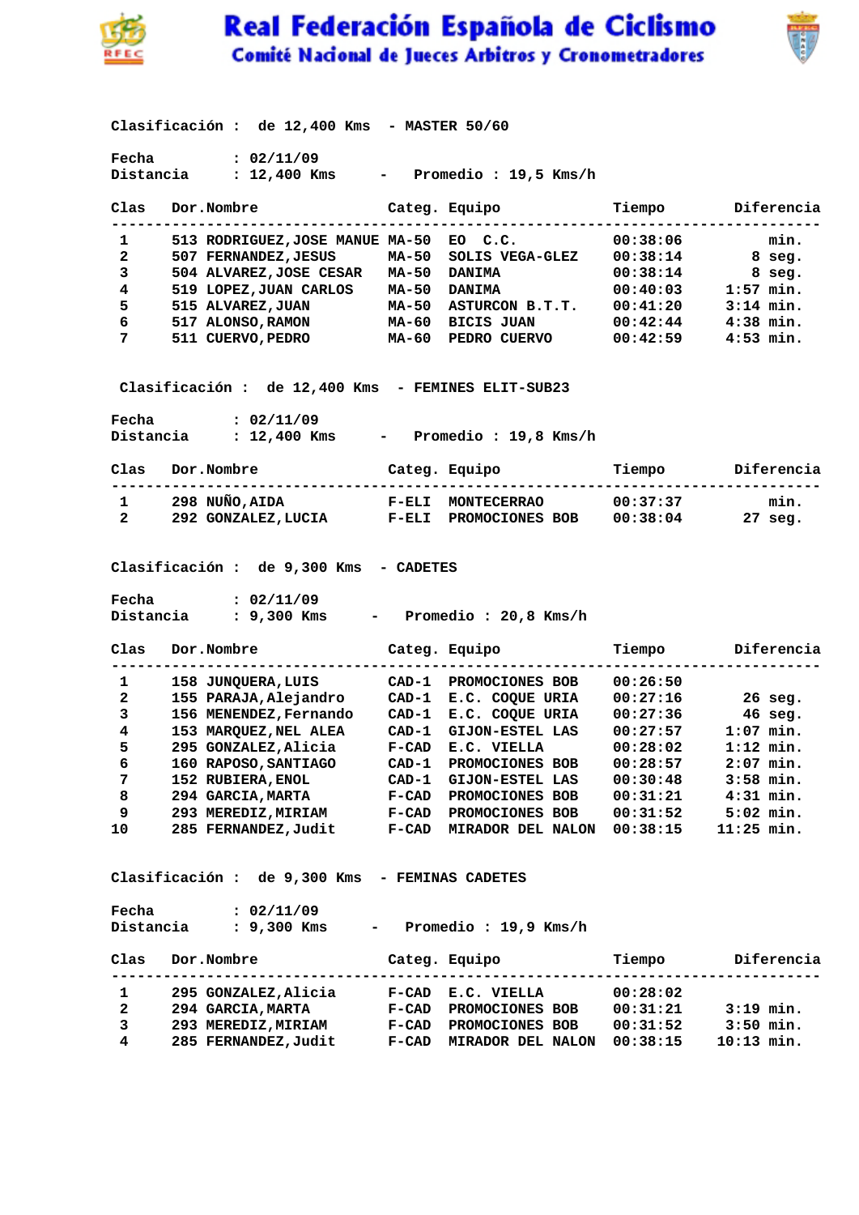# Real Federación Española de Ciclismo

## Comité Nacional de Jueces Arbitros y Cronometradores

**Clasificación : de 12,400 Kms - MASTER 50/60**

Fecha : 02/11/09
Distancia : 12,400 Kms - Promedio : 19,5 Kms/h

| Clas | Dor. | Nombre | Categ. | Equipo | Tiempo | Diferencia |
|---|---|---|---|---|---|---|
| 1 | 513 | RODRIGUEZ,JOSE MANUE | MA-50 | EO C.C. | 00:38:06 | min. |
| 2 | 507 | FERNANDEZ,JESUS | MA-50 | SOLIS VEGA-GLEZ | 00:38:14 | 8 seg. |
| 3 | 504 | ALVAREZ,JOSE CESAR | MA-50 | DANIMA | 00:38:14 | 8 seg. |
| 4 | 519 | LOPEZ,JUAN CARLOS | MA-50 | DANIMA | 00:40:03 | 1:57 min. |
| 5 | 515 | ALVAREZ,JUAN | MA-50 | ASTURCON B.T.T. | 00:41:20 | 3:14 min. |
| 6 | 517 | ALONSO,RAMON | MA-60 | BICIS JUAN | 00:42:44 | 4:38 min. |
| 7 | 511 | CUERVO,PEDRO | MA-60 | PEDRO CUERVO | 00:42:59 | 4:53 min. |

**Clasificación : de 12,400 Kms - FEMINES ELIT-SUB23**

Fecha : 02/11/09
Distancia : 12,400 Kms - Promedio : 19,8 Kms/h

| Clas | Dor. | Nombre | Categ. | Equipo | Tiempo | Diferencia |
|---|---|---|---|---|---|---|
| 1 | 298 | NUÑO,AIDA | F-ELI | MONTECERRAO | 00:37:37 | min. |
| 2 | 292 | GONZALEZ,LUCIA | F-ELI | PROMOCIONES BOB | 00:38:04 | 27 seg. |

**Clasificación : de 9,300 Kms - CADETES**

Fecha : 02/11/09
Distancia : 9,300 Kms - Promedio : 20,8 Kms/h

| Clas | Dor. | Nombre | Categ. | Equipo | Tiempo | Diferencia |
|---|---|---|---|---|---|---|
| 1 | 158 | JUNQUERA,LUIS | CAD-1 | PROMOCIONES BOB | 00:26:50 | |
| 2 | 155 | PARAJA,Alejandro | CAD-1 | E.C. COQUE URIA | 00:27:16 | 26 seg. |
| 3 | 156 | MENENDEZ,Fernando | CAD-1 | E.C. COQUE URIA | 00:27:36 | 46 seg. |
| 4 | 153 | MARQUEZ,NEL ALEA | CAD-1 | GIJON-ESTEL LAS | 00:27:57 | 1:07 min. |
| 5 | 295 | GONZALEZ,Alicia | F-CAD | E.C. VIELLA | 00:28:02 | 1:12 min. |
| 6 | 160 | RAPOSO,SANTIAGO | CAD-1 | PROMOCIONES BOB | 00:28:57 | 2:07 min. |
| 7 | 152 | RUBIERA,ENOL | CAD-1 | GIJON-ESTEL LAS | 00:30:48 | 3:58 min. |
| 8 | 294 | GARCIA,MARTA | F-CAD | PROMOCIONES BOB | 00:31:21 | 4:31 min. |
| 9 | 293 | MEREDIZ,MIRIAM | F-CAD | PROMOCIONES BOB | 00:31:52 | 5:02 min. |
| 10 | 285 | FERNANDEZ,Judit | F-CAD | MIRADOR DEL NALON | 00:38:15 | 11:25 min. |

**Clasificación : de 9,300 Kms - FEMINAS CADETES**

Fecha : 02/11/09
Distancia : 9,300 Kms - Promedio : 19,9 Kms/h

| Clas | Dor. | Nombre | Categ. | Equipo | Tiempo | Diferencia |
|---|---|---|---|---|---|---|
| 1 | 295 | GONZALEZ,Alicia | F-CAD | E.C. VIELLA | 00:28:02 | |
| 2 | 294 | GARCIA,MARTA | F-CAD | PROMOCIONES BOB | 00:31:21 | 3:19 min. |
| 3 | 293 | MEREDIZ,MIRIAM | F-CAD | PROMOCIONES BOB | 00:31:52 | 3:50 min. |
| 4 | 285 | FERNANDEZ,Judit | F-CAD | MIRADOR DEL NALON | 00:38:15 | 10:13 min. |